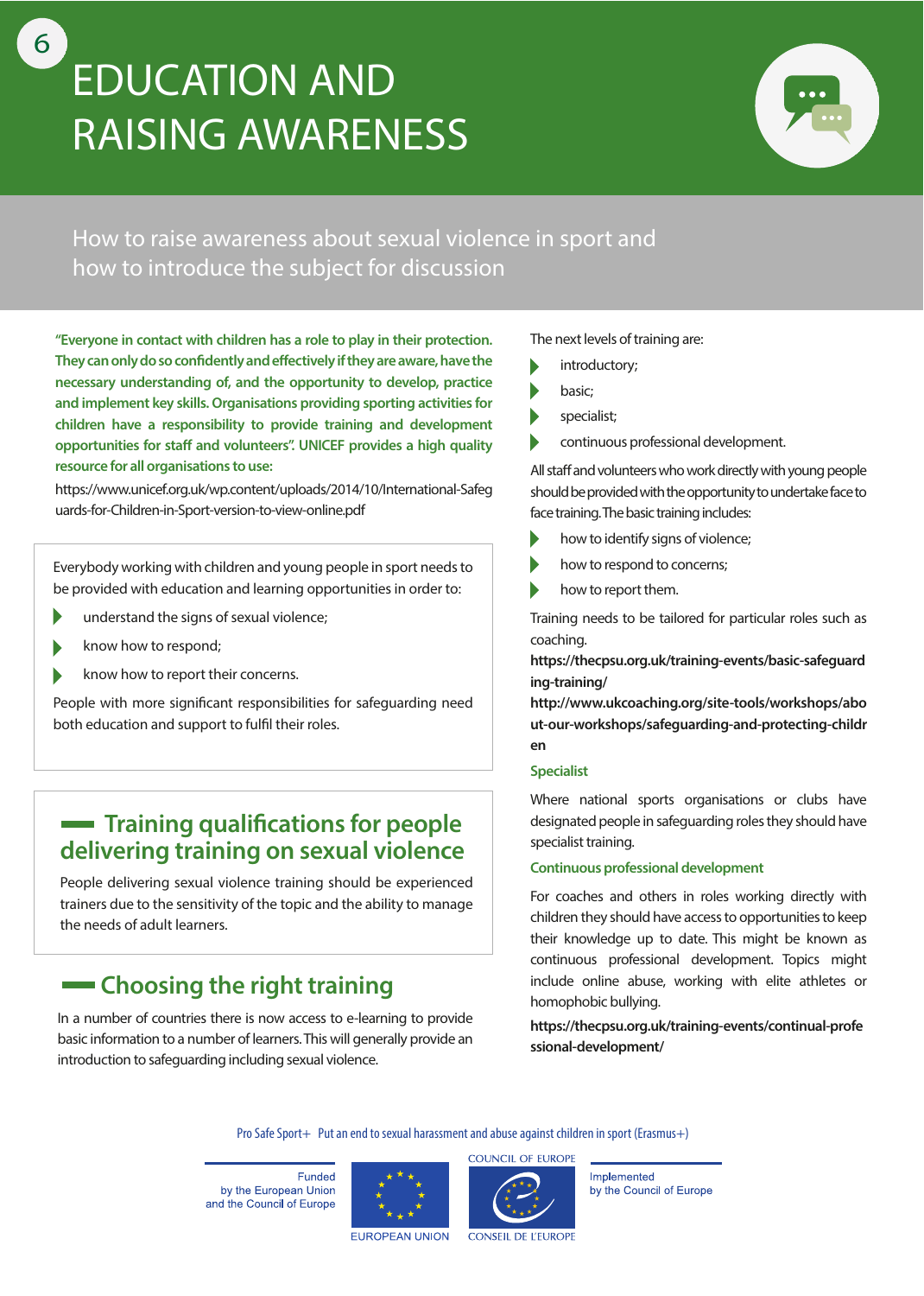# 6 EDUCATION AND RAISING AWARENESS

## How to raise awareness about sexual violence in sport and how to introduce the subject for discussion

**"Everyone in contact with children has a role to play in their protection. They can only do so confidently and effectively if they are aware, have the necessary understanding of, and the opportunity to develop, practice and implement key skills. Organisations providing sporting activities for children have a responsibility to provide training and development opportunities for staff and volunteers". UNICEF provides a high quality resource for all organisations to use:**

https://www.unicef.org.uk/wp.content/uploads/2014/10/International-Safeguards-for-Children-in-Sport-version-to-view-online.pdf

Everybody working with children and young people in sport needs to be provided with education and learning opportunities in order to:

- understand the signs of sexual violence;
- know how to respond;
- know how to report their concerns.

People with more significant responsibilities for safeguarding need both education and support to fulfil their roles.

### Training qualifications for people delivering training on sexual violence

People delivering sexual violence training should be experienced trainers due to the sensitivity of the topic and the ability to manage the needs of adult learners.

### Choosing the right training

In a number of countries there is now access to e-learning to provide basic information to a number of learners. This will generally provide an introduction to safeguarding including sexual violence.

The next levels of training are:

- introductory;
- basic;
- specialist;
- continuous professional development.

All staff and volunteers who work directly with young people should be provided with the opportunity to undertake face to face training. The basic training includes:

- how to identify signs of violence;
- how to respond to concerns;
- how to report them.

Training needs to be tailored for particular roles such as coaching.

**https://thecpsu.org.uk/training-events/basic-safeguarding-training/**

**http://www.ukcoaching.org/site-tools/workshops/about-our-workshops/safeguarding-and-protecting-children**

#### Specialist

Where national sports organisations or clubs have designated people in safeguarding roles they should have specialist training.

#### Continuous professional development

For coaches and others in roles working directly with children they should have access to opportunities to keep their knowledge up to date. This might be known as continuous professional development. Topics might include online abuse, working with elite athletes or homophobic bullying.

**https://thecpsu.org.uk/training-events/continual-professional-development/**

Pro Safe Sport+ Put an end to sexual harassment and abuse against children in sport (Erasmus+)

Funded by the European Union and the Council of Europe — EUROPEAN UNION — COUNCIL OF EUROPE / CONSEIL DE L'EUROPE — Implemented by the Council of Europe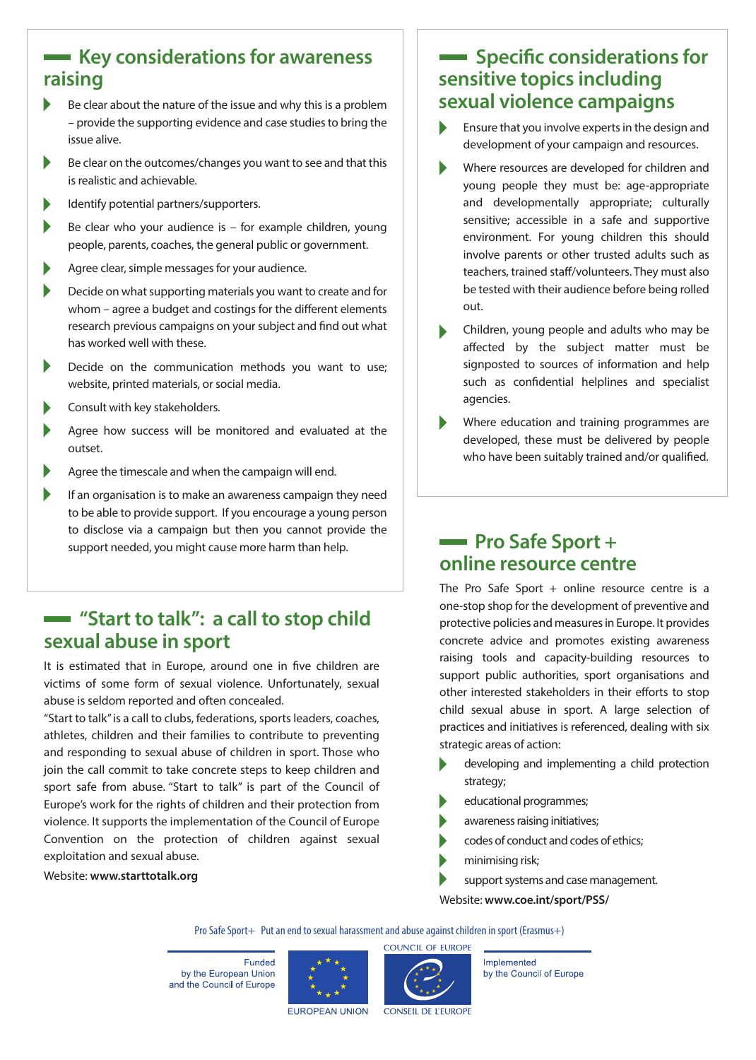## Key considerations for awareness raising

- Be clear about the nature of the issue and why this is a problem – provide the supporting evidence and case studies to bring the issue alive.
- Be clear on the outcomes/changes you want to see and that this is realistic and achievable.
- Identify potential partners/supporters.
- Be clear who your audience is – for example children, young people, parents, coaches, the general public or government.
- Agree clear, simple messages for your audience.
- Decide on what supporting materials you want to create and for whom – agree a budget and costings for the different elements research previous campaigns on your subject and find out what has worked well with these.
- Decide on the communication methods you want to use; website, printed materials, or social media.
- Consult with key stakeholders.
- Agree how success will be monitored and evaluated at the outset.
- Agree the timescale and when the campaign will end.
- If an organisation is to make an awareness campaign they need to be able to provide support. If you encourage a young person to disclose via a campaign but then you cannot provide the support needed, you might cause more harm than help.

## Specific considerations for sensitive topics including sexual violence campaigns

- Ensure that you involve experts in the design and development of your campaign and resources.
- Where resources are developed for children and young people they must be: age-appropriate and developmentally appropriate; culturally sensitive; accessible in a safe and supportive environment. For young children this should involve parents or other trusted adults such as teachers, trained staff/volunteers. They must also be tested with their audience before being rolled out.
- Children, young people and adults who may be affected by the subject matter must be signposted to sources of information and help such as confidential helplines and specialist agencies.
- Where education and training programmes are developed, these must be delivered by people who have been suitably trained and/or qualified.

## "Start to talk": a call to stop child sexual abuse in sport

It is estimated that in Europe, around one in five children are victims of some form of sexual violence. Unfortunately, sexual abuse is seldom reported and often concealed.

"Start to talk" is a call to clubs, federations, sports leaders, coaches, athletes, children and their families to contribute to preventing and responding to sexual abuse of children in sport. Those who join the call commit to take concrete steps to keep children and sport safe from abuse. "Start to talk" is part of the Council of Europe's work for the rights of children and their protection from violence. It supports the implementation of the Council of Europe Convention on the protection of children against sexual exploitation and sexual abuse.

Website: **www.starttotalk.org**

## Pro Safe Sport + online resource centre

The Pro Safe Sport + online resource centre is a one-stop shop for the development of preventive and protective policies and measures in Europe. It provides concrete advice and promotes existing awareness raising tools and capacity-building resources to support public authorities, sport organisations and other interested stakeholders in their efforts to stop child sexual abuse in sport. A large selection of practices and initiatives is referenced, dealing with six strategic areas of action:

- developing and implementing a child protection strategy;
- educational programmes;
- awareness raising initiatives;
- codes of conduct and codes of ethics;
- minimising risk;
- support systems and case management.

Website: **www.coe.int/sport/PSS/**

Pro Safe Sport+ Put an end to sexual harassment and abuse against children in sport (Erasmus+)

Funded by the European Union and the Council of Europe

EUROPEAN UNION

COUNCIL OF EUROPE
CONSEIL DE L'EUROPE

Implemented by the Council of Europe